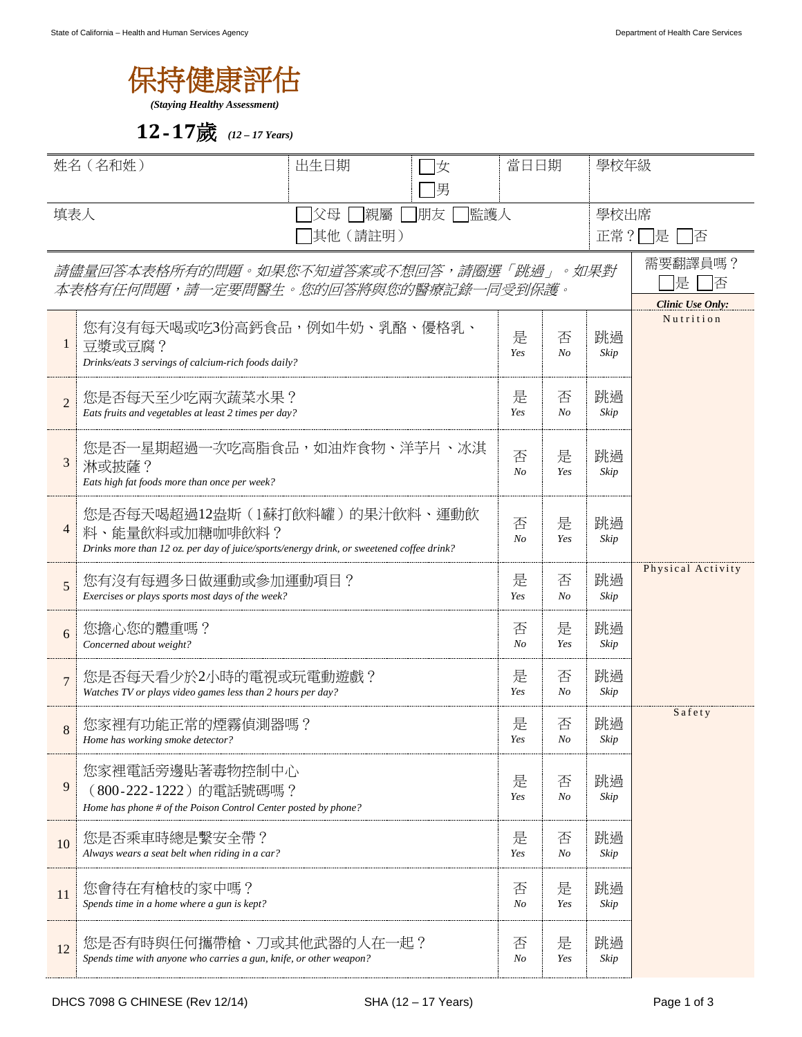# 保持健康評估

***(Staying Healthy Assessment)***

## 12-17歲 *(12 – 17 Years)*

| 姓名（名和姓） | 出生日期 | ☐女 ☐男 | 當日日期 | 學校年級 |
|---|---|---|---|---|
| 填表人 | ☐父母 ☐親屬 ☐朋友 ☐監護人 ☐其他（請註明） | | | 學校出席正常？☐是 ☐否 |

*請儘量回答本表格所有的問題。如果您不知道答案或不想回答，請圈選「跳過」。如果對本表格有任何問題，請一定要問醫生。您的回答將與您的醫療記錄一同受到保護。*

需要翻譯員嗎？ ☐是 ☐否

| # | 問題 | | | | ***Clinic Use Only:*** |
|---|---|---|---|---|---|
| 1 | 您有沒有每天喝或吃3份高鈣食品，例如牛奶、乳酪、優格乳、豆漿或豆腐？ *Drinks/eats 3 servings of calcium-rich foods daily?* | 是 *Yes* | 否 *No* | 跳過 *Skip* | Nutrition |
| 2 | 您是否每天至少吃兩次蔬菜水果？ *Eats fruits and vegetables at least 2 times per day?* | 是 *Yes* | 否 *No* | 跳過 *Skip* | |
| 3 | 您是否一星期超過一次吃高脂食品，如油炸食物、洋芋片、冰淇淋或披薩？ *Eats high fat foods more than once per week?* | 否 *No* | 是 *Yes* | 跳過 *Skip* | |
| 4 | 您是否每天喝超過12盎斯（1蘇打飲料罐）的果汁飲料、運動飲料、能量飲料或加糖咖啡飲料？ *Drinks more than 12 oz. per day of juice/sports/energy drink, or sweetened coffee drink?* | 否 *No* | 是 *Yes* | 跳過 *Skip* | |
| 5 | 您有沒有每週多日做運動或參加運動項目？ *Exercises or plays sports most days of the week?* | 是 *Yes* | 否 *No* | 跳過 *Skip* | Physical Activity |
| 6 | 您擔心您的體重嗎？ *Concerned about weight?* | 否 *No* | 是 *Yes* | 跳過 *Skip* | |
| 7 | 您是否每天看少於2小時的電視或玩電動遊戲？ *Watches TV or plays video games less than 2 hours per day?* | 是 *Yes* | 否 *No* | 跳過 *Skip* | |
| 8 | 您家裡有功能正常的煙霧偵測器嗎？ *Home has working smoke detector?* | 是 *Yes* | 否 *No* | 跳過 *Skip* | Safety |
| 9 | 您家裡電話旁邊貼著毒物控制中心（800-222-1222）的電話號碼嗎？ *Home has phone # of the Poison Control Center posted by phone?* | 是 *Yes* | 否 *No* | 跳過 *Skip* | |
| 10 | 您是否乘車時總是繫安全帶？ *Always wears a seat belt when riding in a car?* | 是 *Yes* | 否 *No* | 跳過 *Skip* | |
| 11 | 您會待在有槍枝的家中嗎？ *Spends time in a home where a gun is kept?* | 否 *No* | 是 *Yes* | 跳過 *Skip* | |
| 12 | 您是否有時與任何攜帶槍、刀或其他武器的人在一起？ *Spends time with anyone who carries a gun, knife, or other weapon?* | 否 *No* | 是 *Yes* | 跳過 *Skip* | |

DHCS 7098 G CHINESE (Rev 12/14) SHA (12 – 17 Years)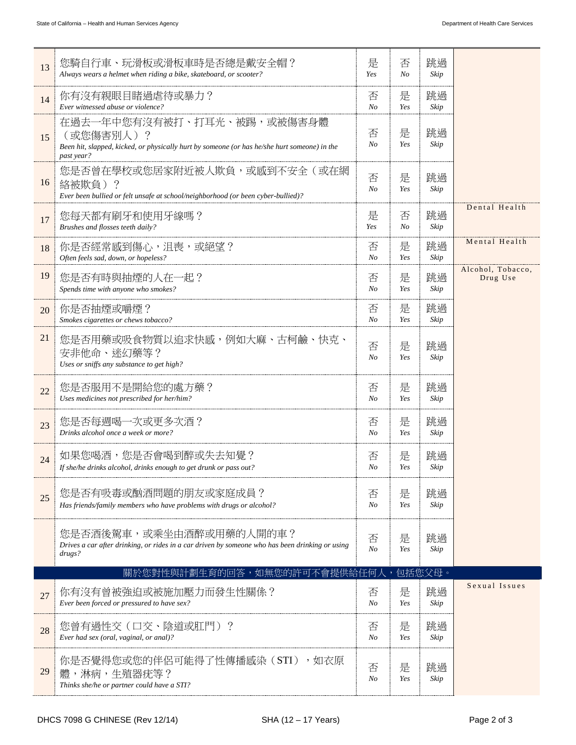| # | Question | | | | |
|---|---|---|---|---|---|
| 13 | 您騎自行車、玩滑板或滑板車時是否總是戴安全帽？<br>*Always wears a helmet when riding a bike, skateboard, or scooter?* | 是<br>*Yes* | 否<br>*No* | 跳過<br>*Skip* | |
| 14 | 你有沒有親眼目睹過虐待或暴力？<br>*Ever witnessed abuse or violence?* | 否<br>*No* | 是<br>*Yes* | 跳過<br>*Skip* | |
| 15 | 在過去一年中您有沒有被打、打耳光、被踢，或被傷害身體（或您傷害別人）？<br>*Been hit, slapped, kicked, or physically hurt by someone (or has he/she hurt someone) in the past year?* | 否<br>*No* | 是<br>*Yes* | 跳過<br>*Skip* | |
| 16 | 您是否曾在學校或您居家附近被人欺負，或感到不安全（或在網絡被欺負）？<br>*Ever been bullied or felt unsafe at school/neighborhood (or been cyber-bullied)?* | 否<br>*No* | 是<br>*Yes* | 跳過<br>*Skip* | |
| 17 | 您每天都有刷牙和使用牙線嗎？<br>*Brushes and flosses teeth daily?* | 是<br>*Yes* | 否<br>*No* | 跳過<br>*Skip* | Dental Health |
| 18 | 你是否經常感到傷心，沮喪，或絕望？<br>*Often feels sad, down, or hopeless?* | 否<br>*No* | 是<br>*Yes* | 跳過<br>*Skip* | Mental Health |
| 19 | 您是否有時與抽煙的人在一起？<br>*Spends time with anyone who smokes?* | 否<br>*No* | 是<br>*Yes* | 跳過<br>*Skip* | Alcohol, Tobacco, Drug Use |
| 20 | 你是否抽煙或嚼煙？<br>*Smokes cigarettes or chews tobacco?* | 否<br>*No* | 是<br>*Yes* | 跳過<br>*Skip* | |
| 21 | 您是否用藥或吸食物質以追求快感，例如大麻、古柯鹼、快克、安非他命、迷幻藥等？<br>*Uses or sniffs any substance to get high?* | 否<br>*No* | 是<br>*Yes* | 跳過<br>*Skip* | |
| 22 | 您是否服用不是開給您的處方藥？<br>*Uses medicines not prescribed for her/him?* | 否<br>*No* | 是<br>*Yes* | 跳過<br>*Skip* | |
| 23 | 您是否每週喝一次或更多次酒？<br>*Drinks alcohol once a week or more?* | 否<br>*No* | 是<br>*Yes* | 跳過<br>*Skip* | |
| 24 | 如果您喝酒，您是否會喝到醉或失去知覺？<br>*If she/he drinks alcohol, drinks enough to get drunk or pass out?* | 否<br>*No* | 是<br>*Yes* | 跳過<br>*Skip* | |
| 25 | 您是否有吸毒或酗酒問題的朋友或家庭成員？<br>*Has friends/family members who have problems with drugs or alcohol?* | 否<br>*No* | 是<br>*Yes* | 跳過<br>*Skip* | |
| | 您是否酒後駕車，或乘坐由酒醉或用藥的人開的車？<br>*Drives a car after drinking, or rides in a car driven by someone who has been drinking or using drugs?* | 否<br>*No* | 是<br>*Yes* | 跳過<br>*Skip* | |
| | **關於您對性與計劃生育的回答，如無您的許可不會提供給任何人，包括您父母。** | | | | |
| 27 | 你有沒有曾被強迫或被施加壓力而發生性關係？<br>*Ever been forced or pressured to have sex?* | 否<br>*No* | 是<br>*Yes* | 跳過<br>*Skip* | Sexual Issues |
| 28 | 您曾有過性交（口交、陰道或肛門）？<br>*Ever had sex (oral, vaginal, or anal)?* | 否<br>*No* | 是<br>*Yes* | 跳過<br>*Skip* | |
| 29 | 你是否覺得您或您的伴侶可能得了性傳播感染（STI），如衣原體，淋病，生殖器疣等？<br>*Thinks she/he or partner could have a STI?* | 否<br>*No* | 是<br>*Yes* | 跳過<br>*Skip* | |

DHCS 7098 G CHINESE (Rev 12/14) SHA (12 – 17 Years)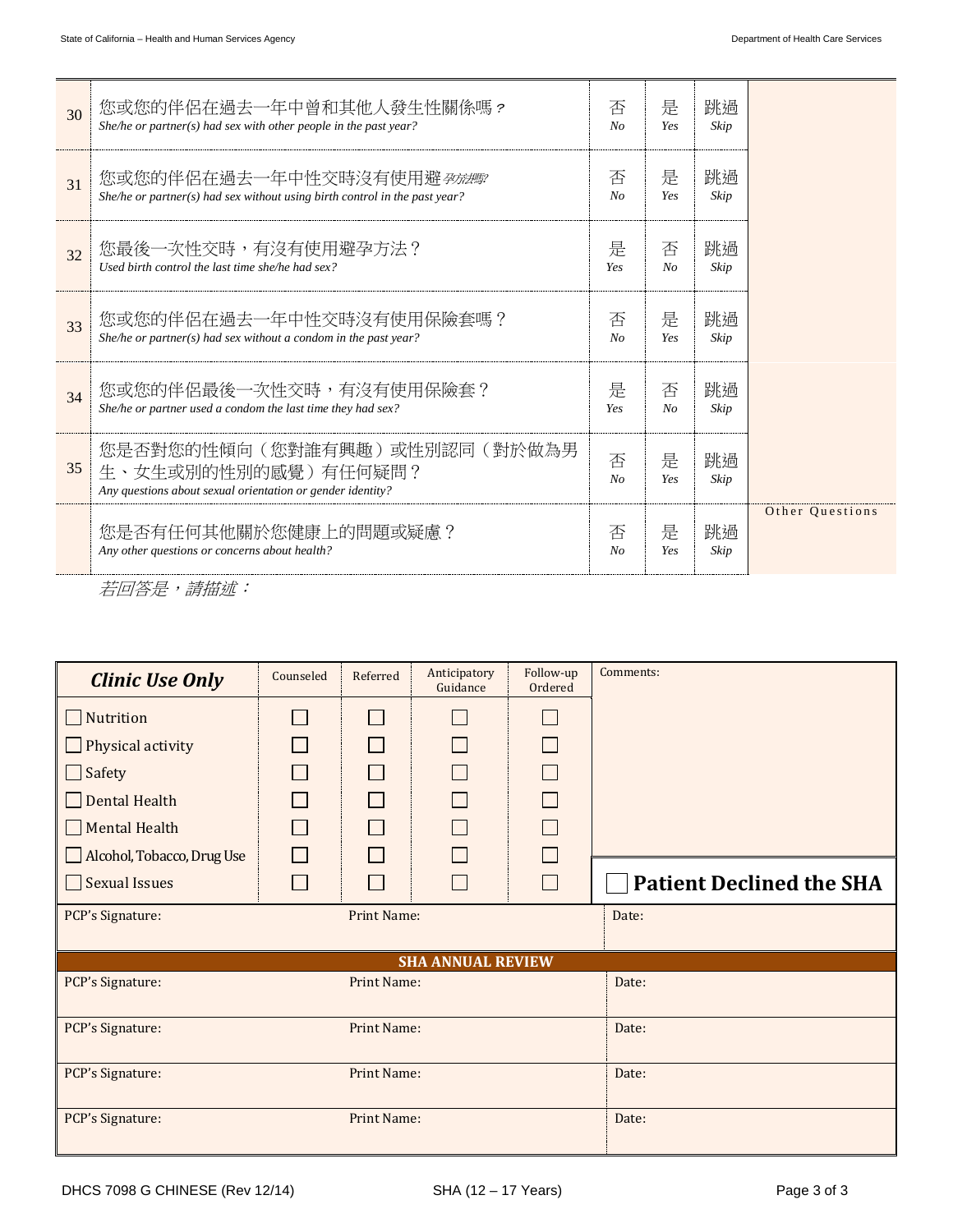| | | | | | |
|---|---|---|---|---|---|
| 30 | 您或您的伴侶在過去一年中曾和其他人發生性關係嗎？<br>*She/he or partner(s) had sex with other people in the past year?* | 否<br>*No* | 是<br>*Yes* | 跳過<br>*Skip* | |
| 31 | 您或您的伴侶在過去一年中性交時沒有使用避孕方法嗎？<br>*She/he or partner(s) had sex without using birth control in the past year?* | 否<br>*No* | 是<br>*Yes* | 跳過<br>*Skip* | |
| 32 | 您最後一次性交時，有沒有使用避孕方法？<br>*Used birth control the last time she/he had sex?* | 是<br>*Yes* | 否<br>*No* | 跳過<br>*Skip* | |
| 33 | 您或您的伴侶在過去一年中性交時沒有使用保險套嗎？<br>*She/he or partner(s) had sex without a condom in the past year?* | 否<br>*No* | 是<br>*Yes* | 跳過<br>*Skip* | |
| 34 | 您或您的伴侶最後一次性交時，有沒有使用保險套？<br>*She/he or partner used a condom the last time they had sex?* | 是<br>*Yes* | 否<br>*No* | 跳過<br>*Skip* | |
| 35 | 您是否對您的性傾向（您對誰有興趣）或性別認同（對於做為男生、女生或別的性別的感覺）有任何疑問？<br>*Any questions about sexual orientation or gender identity?* | 否<br>*No* | 是<br>*Yes* | 跳過<br>*Skip* | |
| | 您是否有任何其他關於您健康上的問題或疑慮？<br>*Any other questions or concerns about health?* | 否<br>*No* | 是<br>*Yes* | 跳過<br>*Skip* | Other Questions |

*若回答是，請描述：*

| *Clinic Use Only* | Counseled | Referred | Anticipatory Guidance | Follow-up Ordered | Comments: |
|---|---|---|---|---|---|
| ☐ Nutrition | ☐ | ☐ | ☐ | ☐ | |
| ☐ Physical activity | ☐ | ☐ | ☐ | ☐ | |
| ☐ Safety | ☐ | ☐ | ☐ | ☐ | |
| ☐ Dental Health | ☐ | ☐ | ☐ | ☐ | |
| ☐ Mental Health | ☐ | ☐ | ☐ | ☐ | |
| ☐ Alcohol, Tobacco, Drug Use | ☐ | ☐ | ☐ | ☐ | |
| ☐ Sexual Issues | ☐ | ☐ | ☐ | ☐ | ☐ **Patient Declined the SHA** |

| | | |
|---|---|---|
| PCP's Signature: | Print Name: | Date: |

**SHA ANNUAL REVIEW**

| | | |
|---|---|---|
| PCP's Signature: | Print Name: | Date: |
| PCP's Signature: | Print Name: | Date: |
| PCP's Signature: | Print Name: | Date: |
| PCP's Signature: | Print Name: | Date: |